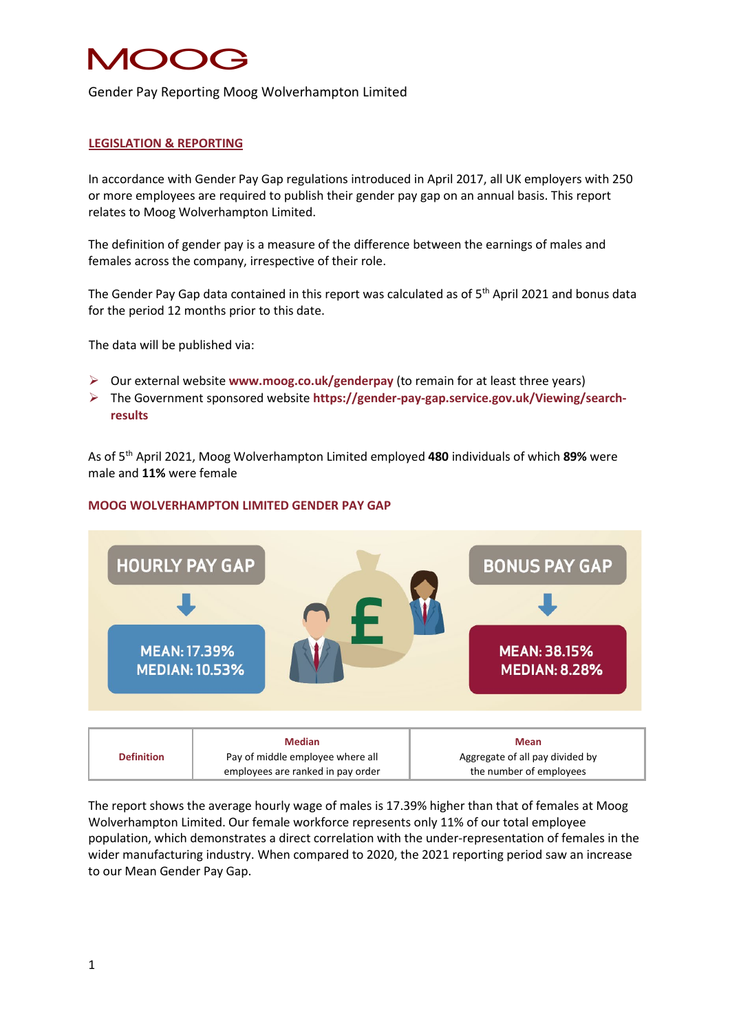# MOOG

Gender Pay Reporting Moog Wolverhampton Limited

## LEGISLATION & REPORTING

In accordance with Gender Pay Gap regulations introduced in April 2017, all UK employers with 250 or more employees are required to publish their gender pay gap on an annual basis. This report relates to Moog Wolverhampton Limited.

The definition of gender pay is a measure of the difference between the earnings of males and females across the company, irrespective of their role.

The Gender Pay Gap data contained in this report was calculated as of 5th April 2021 and bonus data for the period 12 months prior to this date.

The data will be published via:

- Our external website **www.moog.co.uk/genderpay** (to remain for at least three years)
- The Government sponsored website **https://gender-pay-gap.service.gov.uk/Viewing/search-results**

As of 5th April 2021, Moog Wolverhampton Limited employed **480** individuals of which **89%** were male and **11%** were female

### MOOG WOLVERHAMPTON LIMITED GENDER PAY GAP

**HOURLY PAY GAP**

**MEAN: 17.39%**
**MEDIAN: 10.53%**

**BONUS PAY GAP**

**MEAN: 38.15%**
**MEDIAN: 8.28%**

| Definition | Median | Mean |
|---|---|---|
| | Pay of middle employee where all employees are ranked in pay order | Aggregate of all pay divided by the number of employees |

The report shows the average hourly wage of males is 17.39% higher than that of females at Moog Wolverhampton Limited. Our female workforce represents only 11% of our total employee population, which demonstrates a direct correlation with the under-representation of females in the wider manufacturing industry. When compared to 2020, the 2021 reporting period saw an increase to our Mean Gender Pay Gap.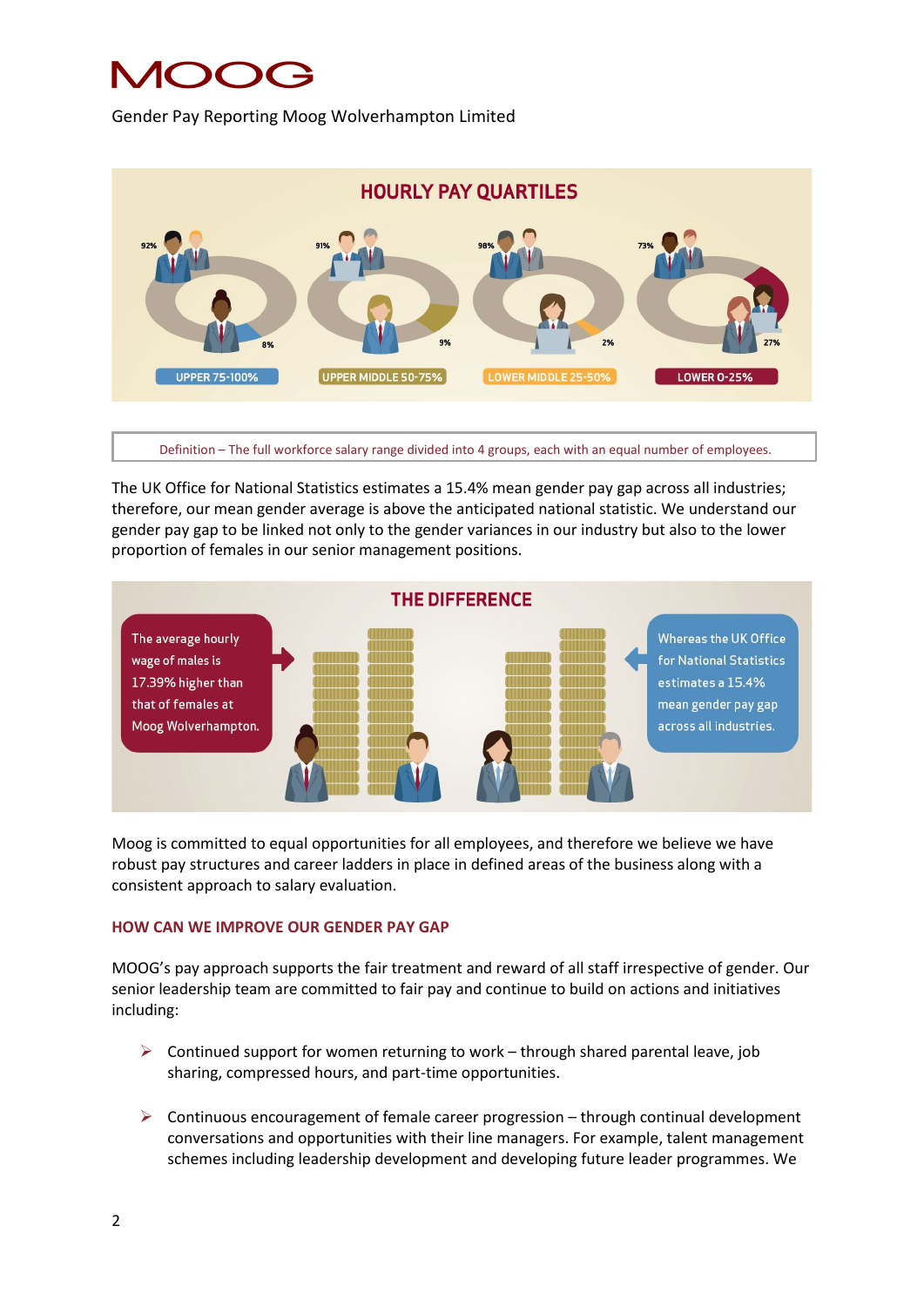Gender Pay Reporting Moog Wolverhampton Limited

## HOURLY PAY QUARTILES

| Quartile | Male | Female |
|---|---|---|
| UPPER 75-100% | 92% | 8% |
| UPPER MIDDLE 50-75% | 91% | 9% |
| LOWER MIDDLE 25-50% | 98% | 2% |
| LOWER 0-25% | 73% | 27% |

Definition – The full workforce salary range divided into 4 groups, each with an equal number of employees.

The UK Office for National Statistics estimates a 15.4% mean gender pay gap across all industries; therefore, our mean gender average is above the anticipated national statistic. We understand our gender pay gap to be linked not only to the gender variances in our industry but also to the lower proportion of females in our senior management positions.

## THE DIFFERENCE

The average hourly wage of males is 17.39% higher than that of females at Moog Wolverhampton.

Whereas the UK Office for National Statistics estimates a 15.4% mean gender pay gap across all industries.

Moog is committed to equal opportunities for all employees, and therefore we believe we have robust pay structures and career ladders in place in defined areas of the business along with a consistent approach to salary evaluation.

## HOW CAN WE IMPROVE OUR GENDER PAY GAP

MOOG's pay approach supports the fair treatment and reward of all staff irrespective of gender. Our senior leadership team are committed to fair pay and continue to build on actions and initiatives including:

- Continued support for women returning to work – through shared parental leave, job sharing, compressed hours, and part-time opportunities.

- Continuous encouragement of female career progression – through continual development conversations and opportunities with their line managers. For example, talent management schemes including leadership development and developing future leader programmes. We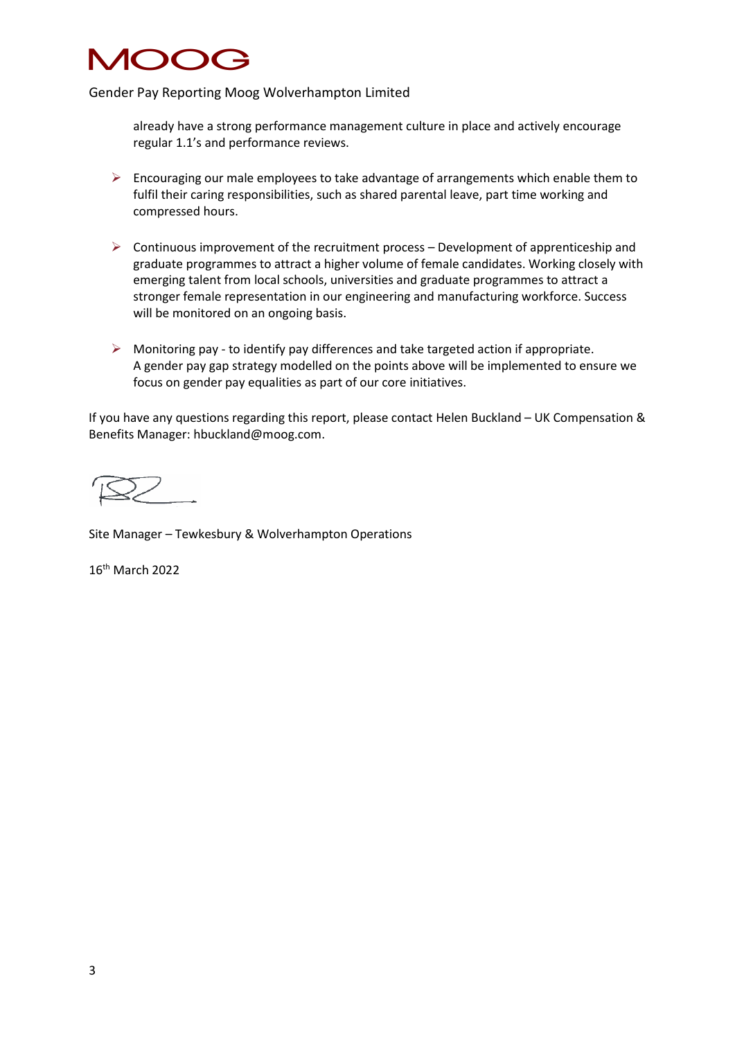already have a strong performance management culture in place and actively encourage regular 1.1's and performance reviews.

- Encouraging our male employees to take advantage of arrangements which enable them to fulfil their caring responsibilities, such as shared parental leave, part time working and compressed hours.

- Continuous improvement of the recruitment process – Development of apprenticeship and graduate programmes to attract a higher volume of female candidates. Working closely with emerging talent from local schools, universities and graduate programmes to attract a stronger female representation in our engineering and manufacturing workforce. Success will be monitored on an ongoing basis.

- Monitoring pay - to identify pay differences and take targeted action if appropriate. A gender pay gap strategy modelled on the points above will be implemented to ensure we focus on gender pay equalities as part of our core initiatives.

If you have any questions regarding this report, please contact Helen Buckland – UK Compensation & Benefits Manager: hbuckland@moog.com.

Site Manager – Tewkesbury & Wolverhampton Operations

16th March 2022